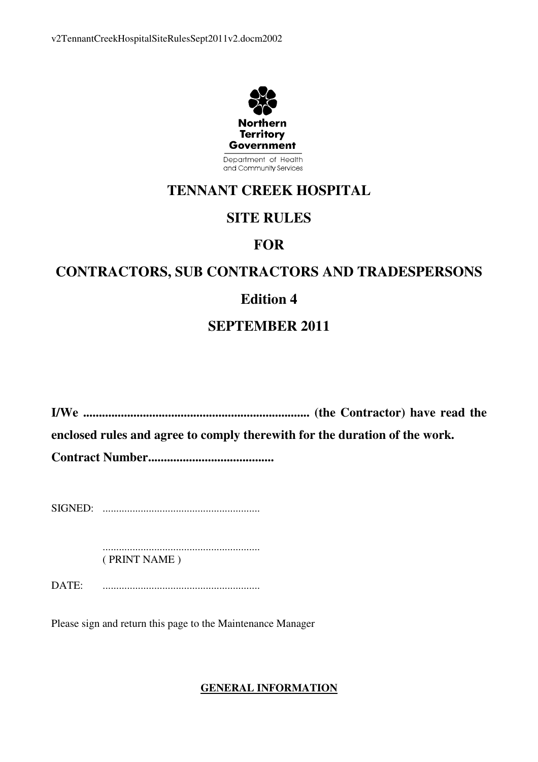v2TennantCreekHospitalSiteRulesSept2011v2.docm2002

Northern Territory Government

Department of Health and Community Services

# TENNANT CREEK HOSPITAL

# SITE RULES

# FOR

# CONTRACTORS, SUB CONTRACTORS AND TRADESPERSONS

## Edition 4

## SEPTEMBER 2011

**I/We ........................................................................ (the Contractor) have read the enclosed rules and agree to comply therewith for the duration of the work.**

**Contract Number........................................**

SIGNED: ..........................................................

..........................................................
( PRINT NAME )

DATE: ..........................................................

Please sign and return this page to the Maintenance Manager

## GENERAL INFORMATION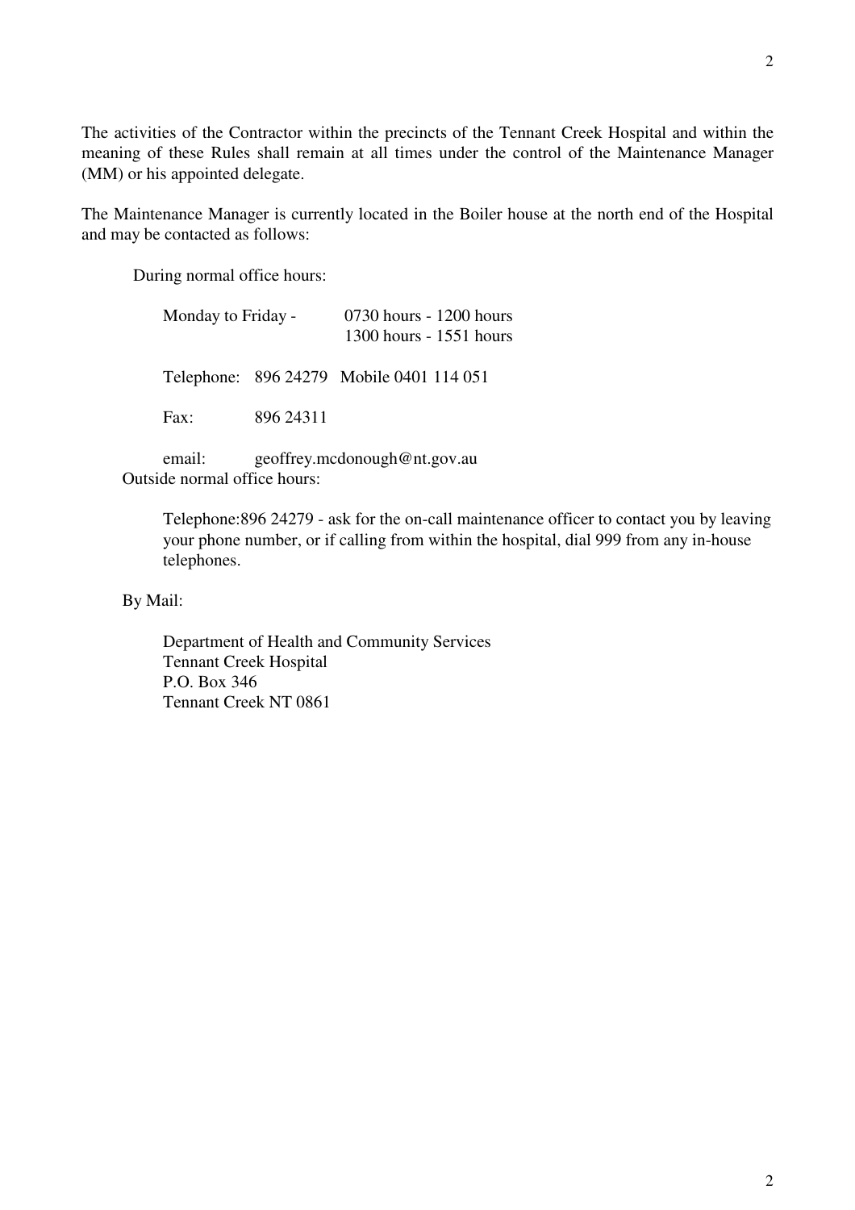The activities of the Contractor within the precincts of the Tennant Creek Hospital and within the meaning of these Rules shall remain at all times under the control of the Maintenance Manager (MM) or his appointed delegate.

The Maintenance Manager is currently located in the Boiler house at the north end of the Hospital and may be contacted as follows:

During normal office hours:

Monday to Friday - 0730 hours - 1200 hours
1300 hours - 1551 hours

Telephone: 896 24279 Mobile 0401 114 051

Fax: 896 24311

email: geoffrey.mcdonough@nt.gov.au

Outside normal office hours:

Telephone:896 24279 - ask for the on-call maintenance officer to contact you by leaving your phone number, or if calling from within the hospital, dial 999 from any in-house telephones.

By Mail:

Department of Health and Community Services
Tennant Creek Hospital
P.O. Box 346
Tennant Creek NT 0861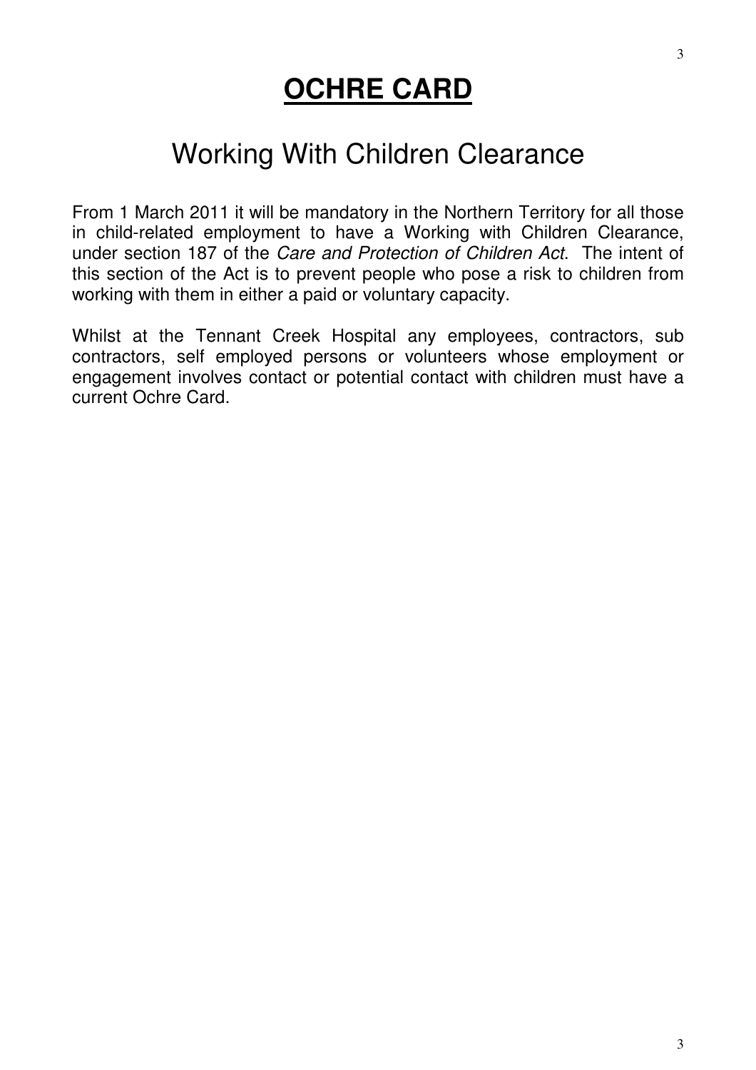# **OCHRE CARD**

## Working With Children Clearance

From 1 March 2011 it will be mandatory in the Northern Territory for all those in child-related employment to have a Working with Children Clearance, under section 187 of the *Care and Protection of Children Act*. The intent of this section of the Act is to prevent people who pose a risk to children from working with them in either a paid or voluntary capacity.

Whilst at the Tennant Creek Hospital any employees, contractors, sub contractors, self employed persons or volunteers whose employment or engagement involves contact or potential contact with children must have a current Ochre Card.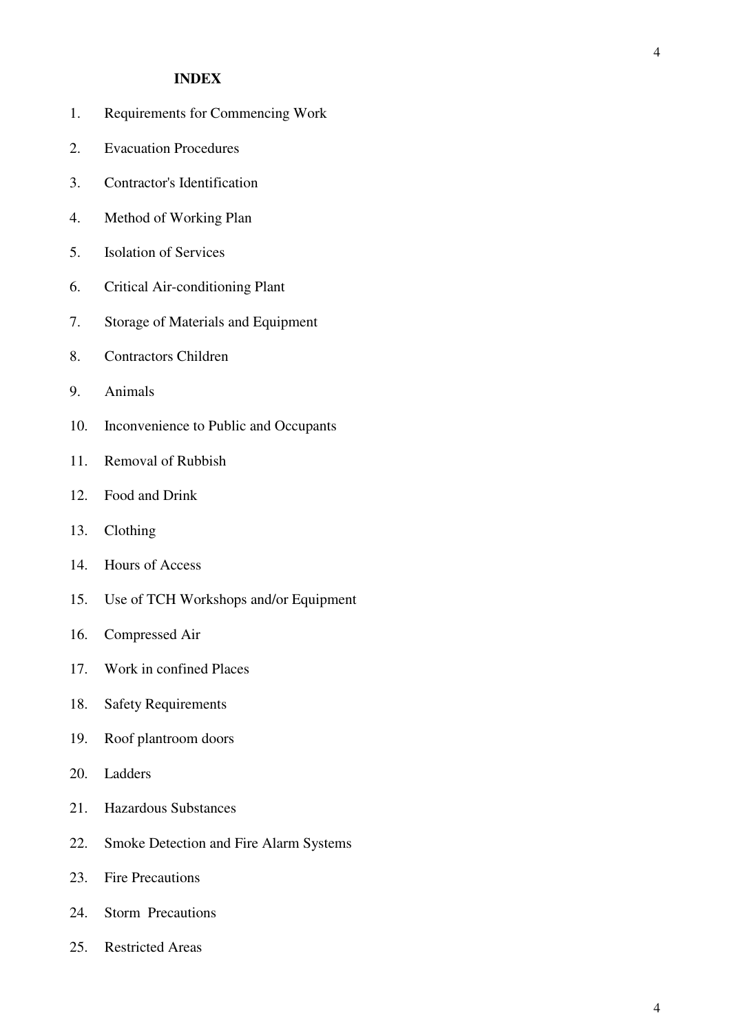# INDEX

1. Requirements for Commencing Work
2. Evacuation Procedures
3. Contractor's Identification
4. Method of Working Plan
5. Isolation of Services
6. Critical Air-conditioning Plant
7. Storage of Materials and Equipment
8. Contractors Children
9. Animals
10. Inconvenience to Public and Occupants
11. Removal of Rubbish
12. Food and Drink
13. Clothing
14. Hours of Access
15. Use of TCH Workshops and/or Equipment
16. Compressed Air
17. Work in confined Places
18. Safety Requirements
19. Roof plantroom doors
20. Ladders
21. Hazardous Substances
22. Smoke Detection and Fire Alarm Systems
23. Fire Precautions
24. Storm Precautions
25. Restricted Areas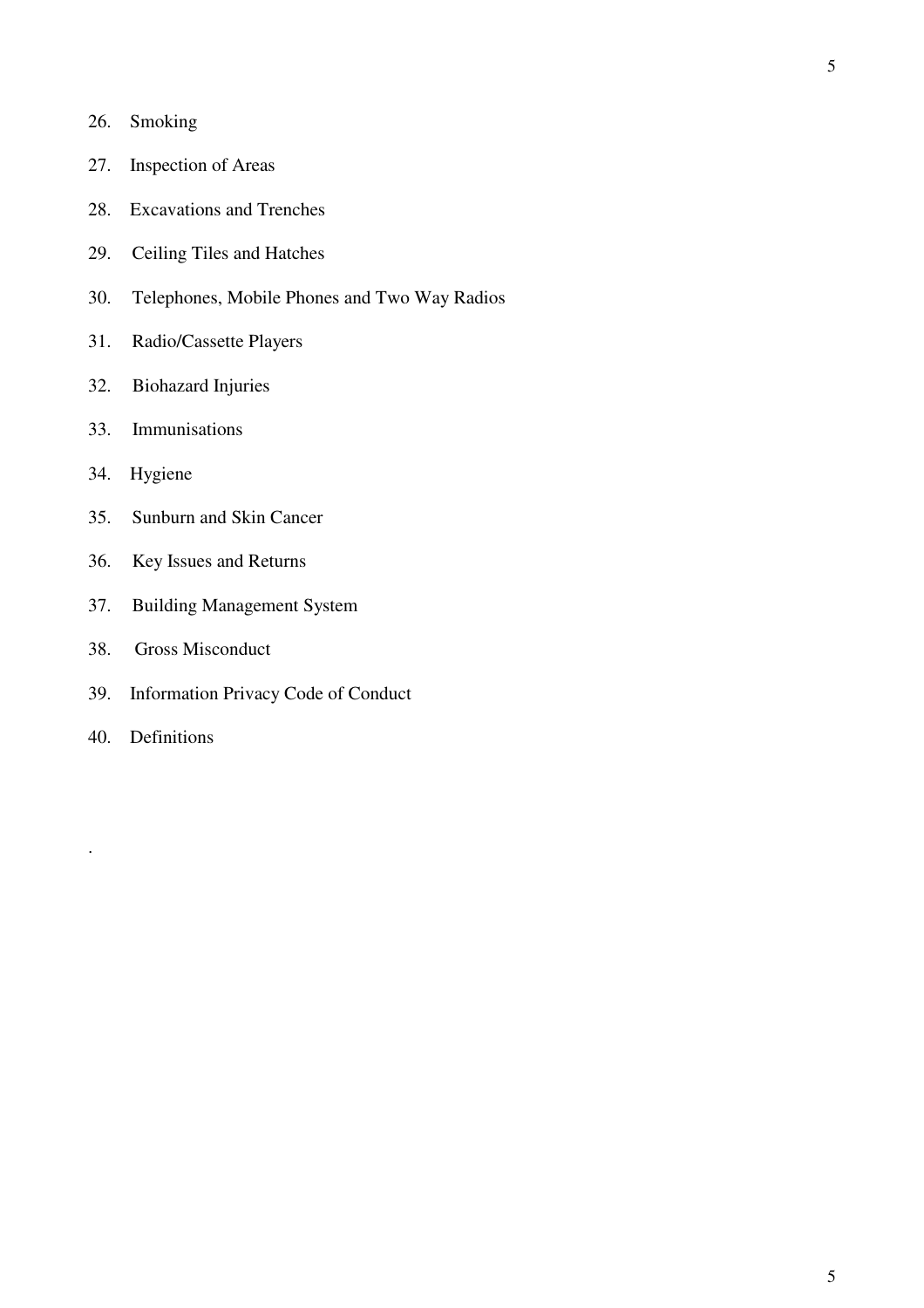26. Smoking
27. Inspection of Areas
28. Excavations and Trenches
29. Ceiling Tiles and Hatches
30. Telephones, Mobile Phones and Two Way Radios
31. Radio/Cassette Players
32. Biohazard Injuries
33. Immunisations
34. Hygiene
35. Sunburn and Skin Cancer
36. Key Issues and Returns
37. Building Management System
38. Gross Misconduct
39. Information Privacy Code of Conduct
40. Definitions

.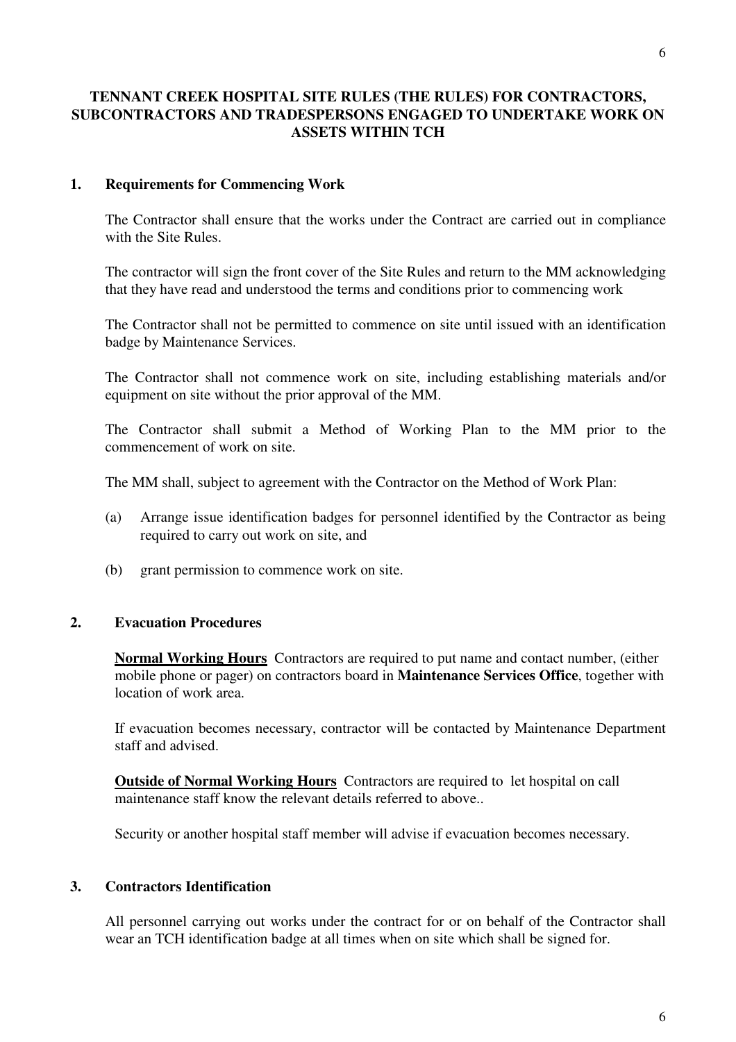## TENNANT CREEK HOSPITAL SITE RULES (THE RULES) FOR CONTRACTORS, SUBCONTRACTORS AND TRADESPERSONS ENGAGED TO UNDERTAKE WORK ON ASSETS WITHIN TCH

### 1. Requirements for Commencing Work

The Contractor shall ensure that the works under the Contract are carried out in compliance with the Site Rules.

The contractor will sign the front cover of the Site Rules and return to the MM acknowledging that they have read and understood the terms and conditions prior to commencing work

The Contractor shall not be permitted to commence on site until issued with an identification badge by Maintenance Services.

The Contractor shall not commence work on site, including establishing materials and/or equipment on site without the prior approval of the MM.

The Contractor shall submit a Method of Working Plan to the MM prior to the commencement of work on site.

The MM shall, subject to agreement with the Contractor on the Method of Work Plan:

(a) Arrange issue identification badges for personnel identified by the Contractor as being required to carry out work on site, and

(b) grant permission to commence work on site.

### 2. Evacuation Procedures

**Normal Working Hours** Contractors are required to put name and contact number, (either mobile phone or pager) on contractors board in **Maintenance Services Office**, together with location of work area.

If evacuation becomes necessary, contractor will be contacted by Maintenance Department staff and advised.

**Outside of Normal Working Hours** Contractors are required to let hospital on call maintenance staff know the relevant details referred to above..

Security or another hospital staff member will advise if evacuation becomes necessary.

### 3. Contractors Identification

All personnel carrying out works under the contract for or on behalf of the Contractor shall wear an TCH identification badge at all times when on site which shall be signed for.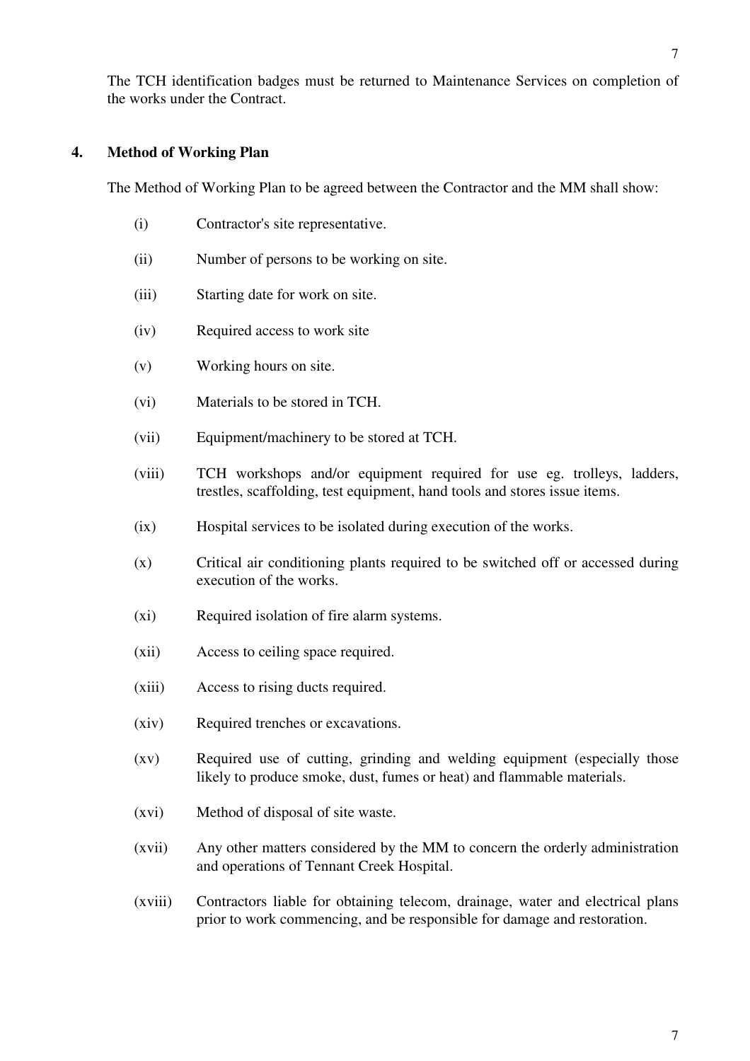The TCH identification badges must be returned to Maintenance Services on completion of the works under the Contract.

## 4. Method of Working Plan

The Method of Working Plan to be agreed between the Contractor and the MM shall show:

(i) Contractor's site representative.

(ii) Number of persons to be working on site.

(iii) Starting date for work on site.

(iv) Required access to work site

(v) Working hours on site.

(vi) Materials to be stored in TCH.

(vii) Equipment/machinery to be stored at TCH.

(viii) TCH workshops and/or equipment required for use eg. trolleys, ladders, trestles, scaffolding, test equipment, hand tools and stores issue items.

(ix) Hospital services to be isolated during execution of the works.

(x) Critical air conditioning plants required to be switched off or accessed during execution of the works.

(xi) Required isolation of fire alarm systems.

(xii) Access to ceiling space required.

(xiii) Access to rising ducts required.

(xiv) Required trenches or excavations.

(xv) Required use of cutting, grinding and welding equipment (especially those likely to produce smoke, dust, fumes or heat) and flammable materials.

(xvi) Method of disposal of site waste.

(xvii) Any other matters considered by the MM to concern the orderly administration and operations of Tennant Creek Hospital.

(xviii) Contractors liable for obtaining telecom, drainage, water and electrical plans prior to work commencing, and be responsible for damage and restoration.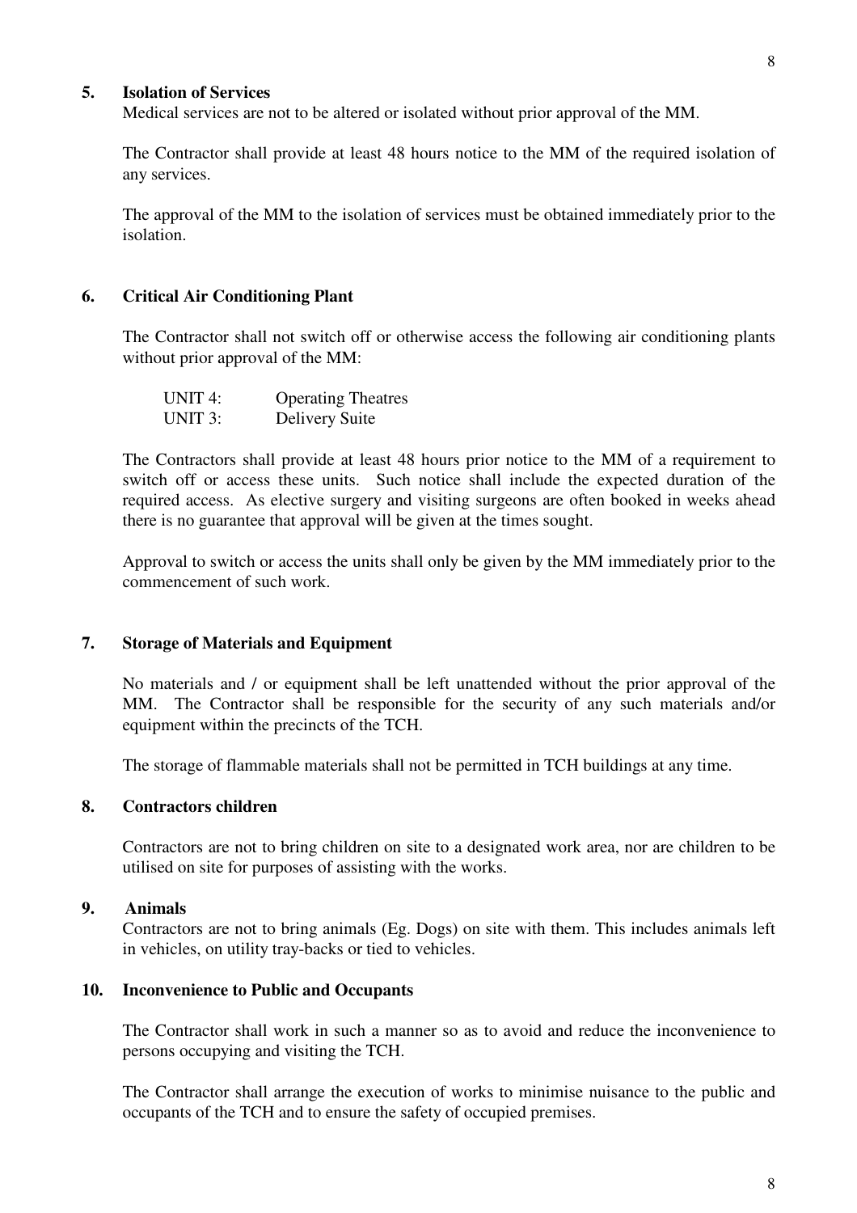## 5. Isolation of Services

Medical services are not to be altered or isolated without prior approval of the MM.

The Contractor shall provide at least 48 hours notice to the MM of the required isolation of any services.

The approval of the MM to the isolation of services must be obtained immediately prior to the isolation.

## 6. Critical Air Conditioning Plant

The Contractor shall not switch off or otherwise access the following air conditioning plants without prior approval of the MM:

| | |
|---|---|
| UNIT 4: | Operating Theatres |
| UNIT 3: | Delivery Suite |

The Contractors shall provide at least 48 hours prior notice to the MM of a requirement to switch off or access these units. Such notice shall include the expected duration of the required access. As elective surgery and visiting surgeons are often booked in weeks ahead there is no guarantee that approval will be given at the times sought.

Approval to switch or access the units shall only be given by the MM immediately prior to the commencement of such work.

## 7. Storage of Materials and Equipment

No materials and / or equipment shall be left unattended without the prior approval of the MM. The Contractor shall be responsible for the security of any such materials and/or equipment within the precincts of the TCH.

The storage of flammable materials shall not be permitted in TCH buildings at any time.

## 8. Contractors children

Contractors are not to bring children on site to a designated work area, nor are children to be utilised on site for purposes of assisting with the works.

## 9. Animals

Contractors are not to bring animals (Eg. Dogs) on site with them. This includes animals left in vehicles, on utility tray-backs or tied to vehicles.

## 10. Inconvenience to Public and Occupants

The Contractor shall work in such a manner so as to avoid and reduce the inconvenience to persons occupying and visiting the TCH.

The Contractor shall arrange the execution of works to minimise nuisance to the public and occupants of the TCH and to ensure the safety of occupied premises.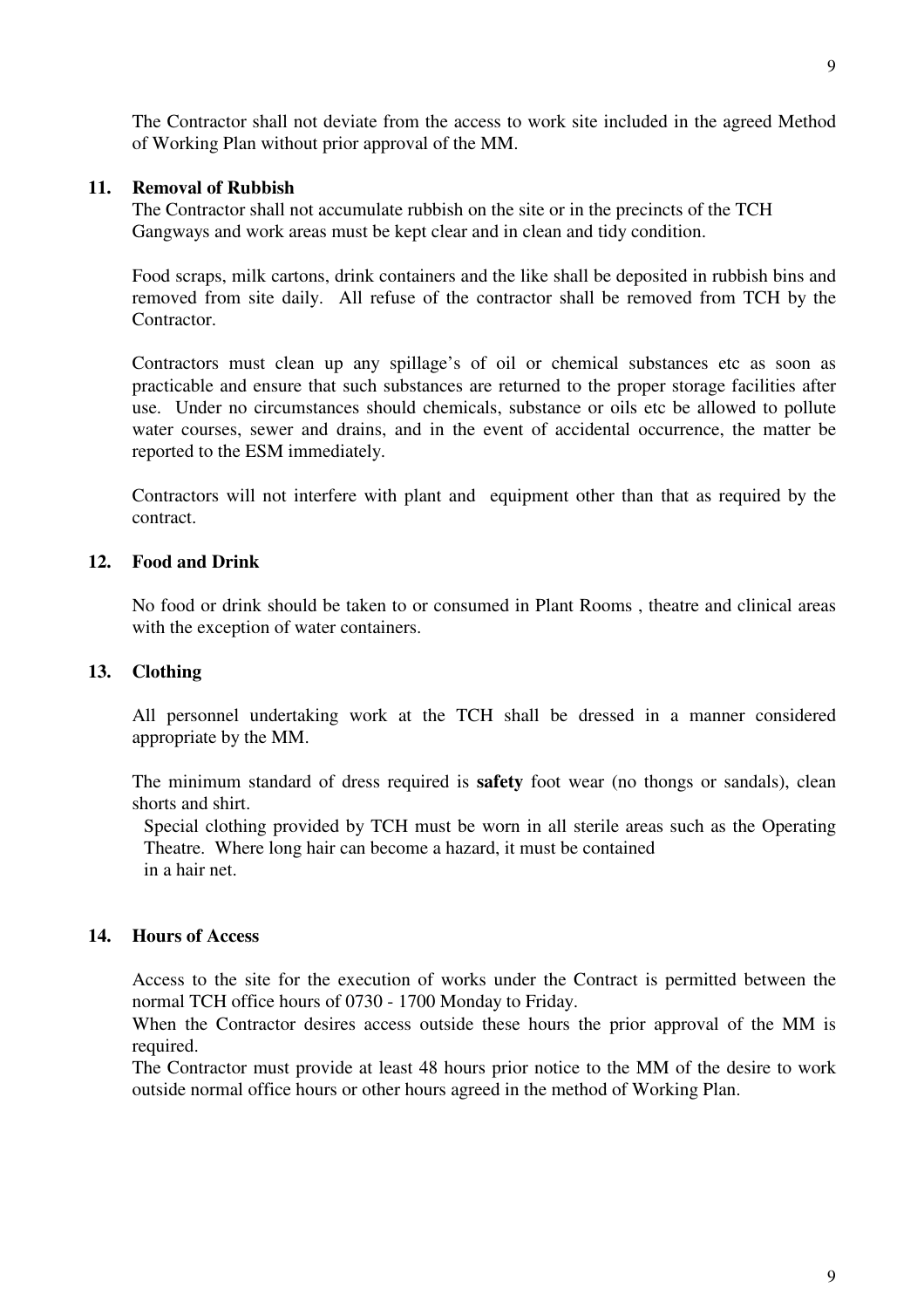The Contractor shall not deviate from the access to work site included in the agreed Method of Working Plan without prior approval of the MM.

## 11. Removal of Rubbish

The Contractor shall not accumulate rubbish on the site or in the precincts of the TCH Gangways and work areas must be kept clear and in clean and tidy condition.

Food scraps, milk cartons, drink containers and the like shall be deposited in rubbish bins and removed from site daily. All refuse of the contractor shall be removed from TCH by the Contractor.

Contractors must clean up any spillage's of oil or chemical substances etc as soon as practicable and ensure that such substances are returned to the proper storage facilities after use. Under no circumstances should chemicals, substance or oils etc be allowed to pollute water courses, sewer and drains, and in the event of accidental occurrence, the matter be reported to the ESM immediately.

Contractors will not interfere with plant and equipment other than that as required by the contract.

## 12. Food and Drink

No food or drink should be taken to or consumed in Plant Rooms , theatre and clinical areas with the exception of water containers.

## 13. Clothing

All personnel undertaking work at the TCH shall be dressed in a manner considered appropriate by the MM.

The minimum standard of dress required is **safety** foot wear (no thongs or sandals), clean shorts and shirt.
Special clothing provided by TCH must be worn in all sterile areas such as the Operating Theatre. Where long hair can become a hazard, it must be contained in a hair net.

## 14. Hours of Access

Access to the site for the execution of works under the Contract is permitted between the normal TCH office hours of 0730 - 1700 Monday to Friday.
When the Contractor desires access outside these hours the prior approval of the MM is required.
The Contractor must provide at least 48 hours prior notice to the MM of the desire to work outside normal office hours or other hours agreed in the method of Working Plan.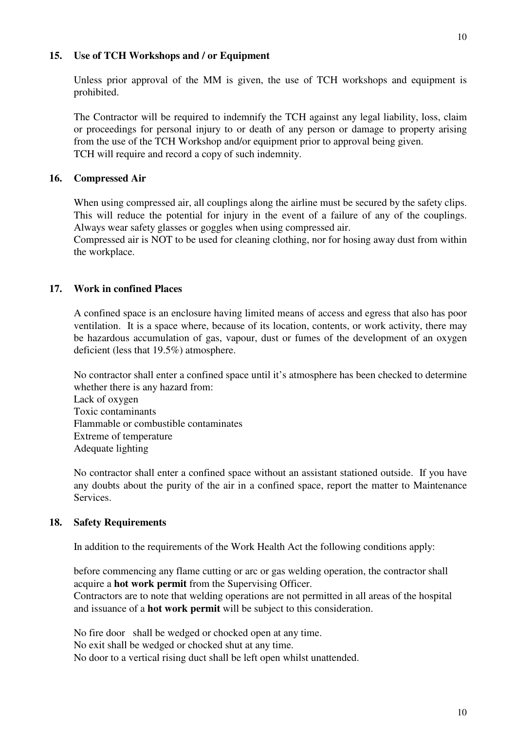## 15. Use of TCH Workshops and / or Equipment

Unless prior approval of the MM is given, the use of TCH workshops and equipment is prohibited.

The Contractor will be required to indemnify the TCH against any legal liability, loss, claim or proceedings for personal injury to or death of any person or damage to property arising from the use of the TCH Workshop and/or equipment prior to approval being given.
TCH will require and record a copy of such indemnity.

## 16. Compressed Air

When using compressed air, all couplings along the airline must be secured by the safety clips. This will reduce the potential for injury in the event of a failure of any of the couplings. Always wear safety glasses or goggles when using compressed air.
Compressed air is NOT to be used for cleaning clothing, nor for hosing away dust from within the workplace.

## 17. Work in confined Places

A confined space is an enclosure having limited means of access and egress that also has poor ventilation. It is a space where, because of its location, contents, or work activity, there may be hazardous accumulation of gas, vapour, dust or fumes of the development of an oxygen deficient (less that 19.5%) atmosphere.

No contractor shall enter a confined space until it's atmosphere has been checked to determine whether there is any hazard from:
Lack of oxygen
Toxic contaminants
Flammable or combustible contaminates
Extreme of temperature
Adequate lighting

No contractor shall enter a confined space without an assistant stationed outside. If you have any doubts about the purity of the air in a confined space, report the matter to Maintenance Services.

## 18. Safety Requirements

In addition to the requirements of the Work Health Act the following conditions apply:

before commencing any flame cutting or arc or gas welding operation, the contractor shall acquire a **hot work permit** from the Supervising Officer.
Contractors are to note that welding operations are not permitted in all areas of the hospital and issuance of a **hot work permit** will be subject to this consideration.

No fire door shall be wedged or chocked open at any time.
No exit shall be wedged or chocked shut at any time.
No door to a vertical rising duct shall be left open whilst unattended.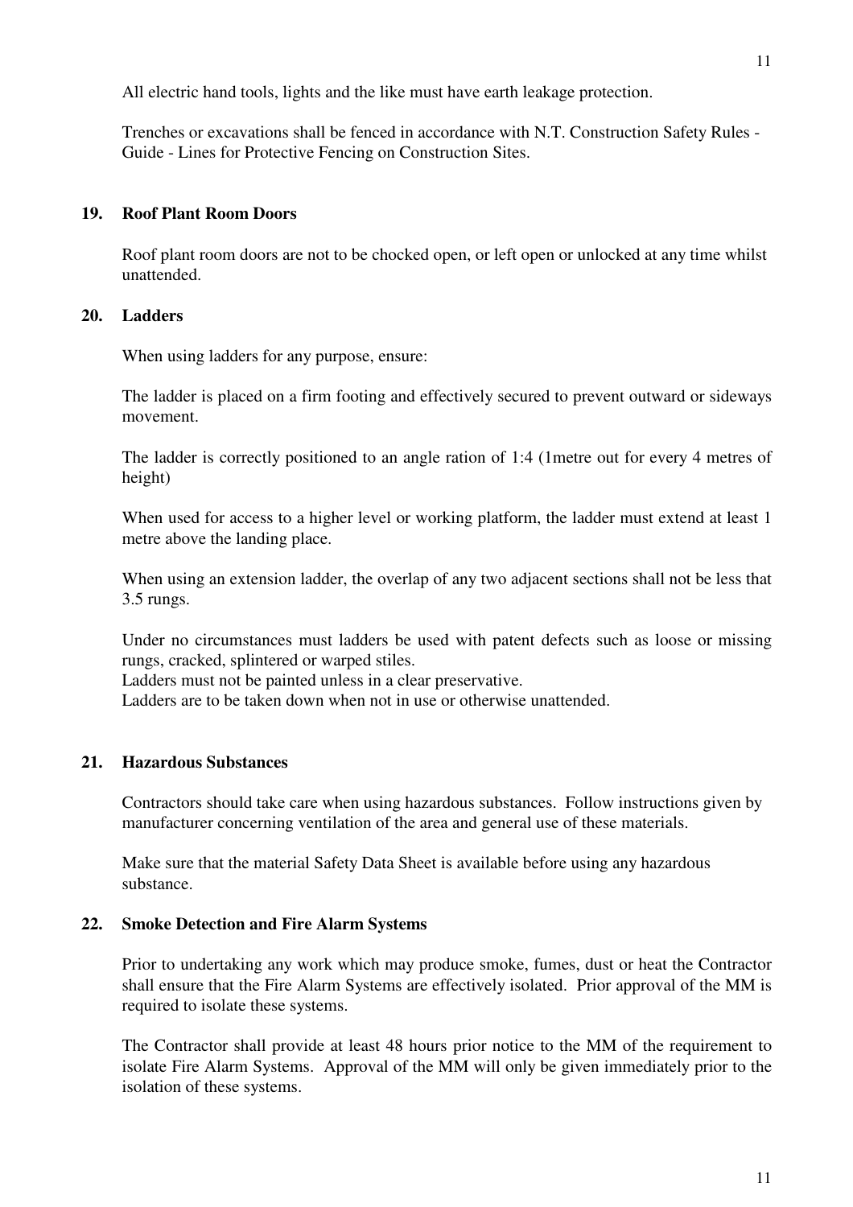All electric hand tools, lights and the like must have earth leakage protection.

Trenches or excavations shall be fenced in accordance with N.T. Construction Safety Rules - Guide - Lines for Protective Fencing on Construction Sites.

## 19. Roof Plant Room Doors

Roof plant room doors are not to be chocked open, or left open or unlocked at any time whilst unattended.

## 20. Ladders

When using ladders for any purpose, ensure:

The ladder is placed on a firm footing and effectively secured to prevent outward or sideways movement.

The ladder is correctly positioned to an angle ration of 1:4 (1metre out for every 4 metres of height)

When used for access to a higher level or working platform, the ladder must extend at least 1 metre above the landing place.

When using an extension ladder, the overlap of any two adjacent sections shall not be less that 3.5 rungs.

Under no circumstances must ladders be used with patent defects such as loose or missing rungs, cracked, splintered or warped stiles.
Ladders must not be painted unless in a clear preservative.
Ladders are to be taken down when not in use or otherwise unattended.

## 21. Hazardous Substances

Contractors should take care when using hazardous substances. Follow instructions given by manufacturer concerning ventilation of the area and general use of these materials.

Make sure that the material Safety Data Sheet is available before using any hazardous substance.

## 22. Smoke Detection and Fire Alarm Systems

Prior to undertaking any work which may produce smoke, fumes, dust or heat the Contractor shall ensure that the Fire Alarm Systems are effectively isolated. Prior approval of the MM is required to isolate these systems.

The Contractor shall provide at least 48 hours prior notice to the MM of the requirement to isolate Fire Alarm Systems. Approval of the MM will only be given immediately prior to the isolation of these systems.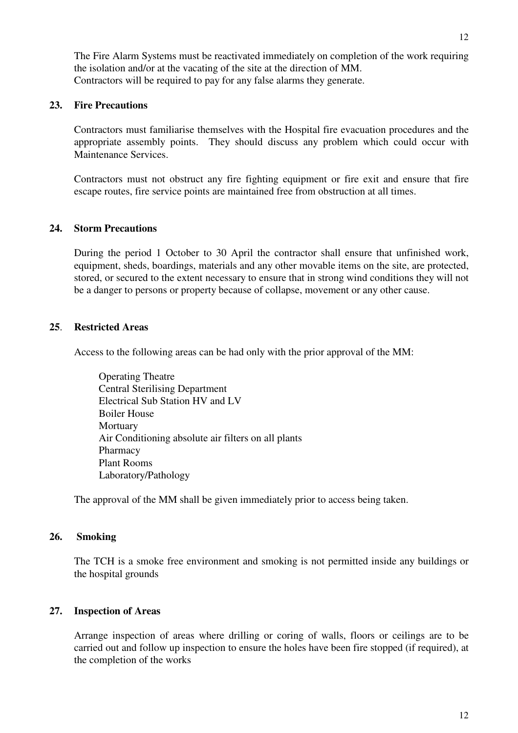The Fire Alarm Systems must be reactivated immediately on completion of the work requiring the isolation and/or at the vacating of the site at the direction of MM.
Contractors will be required to pay for any false alarms they generate.

## 23. Fire Precautions

Contractors must familiarise themselves with the Hospital fire evacuation procedures and the appropriate assembly points. They should discuss any problem which could occur with Maintenance Services.

Contractors must not obstruct any fire fighting equipment or fire exit and ensure that fire escape routes, fire service points are maintained free from obstruction at all times.

## 24. Storm Precautions

During the period 1 October to 30 April the contractor shall ensure that unfinished work, equipment, sheds, boardings, materials and any other movable items on the site, are protected, stored, or secured to the extent necessary to ensure that in strong wind conditions they will not be a danger to persons or property because of collapse, movement or any other cause.

## 25. Restricted Areas

Access to the following areas can be had only with the prior approval of the MM:

- Operating Theatre
- Central Sterilising Department
- Electrical Sub Station HV and LV
- Boiler House
- Mortuary
- Air Conditioning absolute air filters on all plants
- Pharmacy
- Plant Rooms
- Laboratory/Pathology

The approval of the MM shall be given immediately prior to access being taken.

## 26. Smoking

The TCH is a smoke free environment and smoking is not permitted inside any buildings or the hospital grounds

## 27. Inspection of Areas

Arrange inspection of areas where drilling or coring of walls, floors or ceilings are to be carried out and follow up inspection to ensure the holes have been fire stopped (if required), at the completion of the works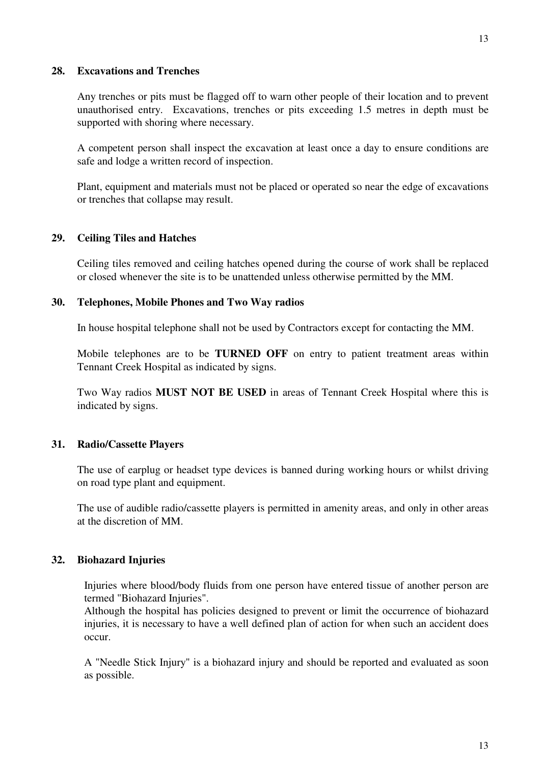## 28. Excavations and Trenches

Any trenches or pits must be flagged off to warn other people of their location and to prevent unauthorised entry. Excavations, trenches or pits exceeding 1.5 metres in depth must be supported with shoring where necessary.

A competent person shall inspect the excavation at least once a day to ensure conditions are safe and lodge a written record of inspection.

Plant, equipment and materials must not be placed or operated so near the edge of excavations or trenches that collapse may result.

## 29. Ceiling Tiles and Hatches

Ceiling tiles removed and ceiling hatches opened during the course of work shall be replaced or closed whenever the site is to be unattended unless otherwise permitted by the MM.

## 30. Telephones, Mobile Phones and Two Way radios

In house hospital telephone shall not be used by Contractors except for contacting the MM.

Mobile telephones are to be **TURNED OFF** on entry to patient treatment areas within Tennant Creek Hospital as indicated by signs.

Two Way radios **MUST NOT BE USED** in areas of Tennant Creek Hospital where this is indicated by signs.

## 31. Radio/Cassette Players

The use of earplug or headset type devices is banned during working hours or whilst driving on road type plant and equipment.

The use of audible radio/cassette players is permitted in amenity areas, and only in other areas at the discretion of MM.

## 32. Biohazard Injuries

Injuries where blood/body fluids from one person have entered tissue of another person are termed "Biohazard Injuries".
Although the hospital has policies designed to prevent or limit the occurrence of biohazard injuries, it is necessary to have a well defined plan of action for when such an accident does occur.

A "Needle Stick Injury" is a biohazard injury and should be reported and evaluated as soon as possible.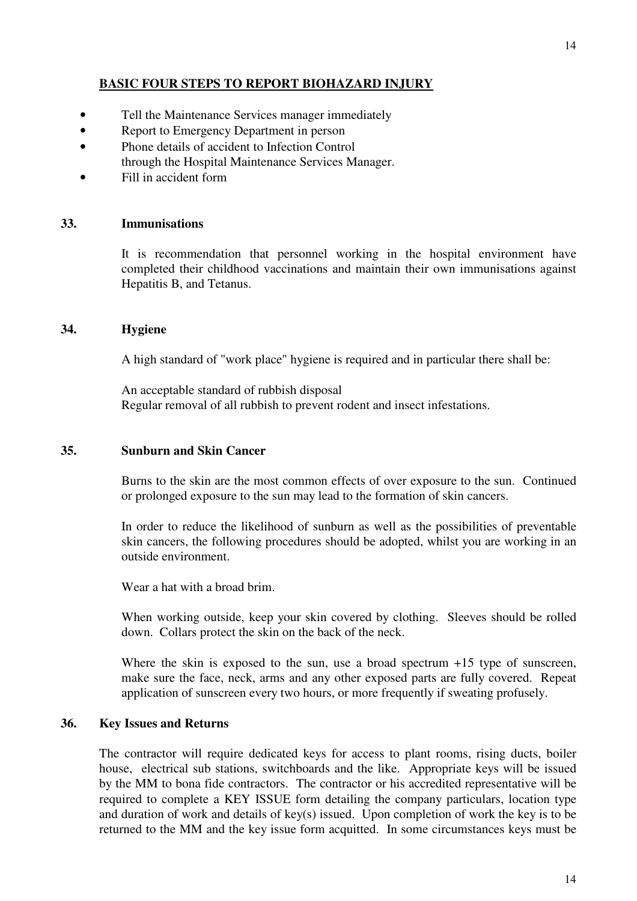**BASIC FOUR STEPS TO REPORT BIOHAZARD INJURY**

- Tell the Maintenance Services manager immediately
- Report to Emergency Department in person
- Phone details of accident to Infection Control through the Hospital Maintenance Services Manager.
- Fill in accident form

### 33. Immunisations

It is recommendation that personnel working in the hospital environment have completed their childhood vaccinations and maintain their own immunisations against Hepatitis B, and Tetanus.

### 34. Hygiene

A high standard of "work place" hygiene is required and in particular there shall be:

An acceptable standard of rubbish disposal
Regular removal of all rubbish to prevent rodent and insect infestations.

### 35. Sunburn and Skin Cancer

Burns to the skin are the most common effects of over exposure to the sun. Continued or prolonged exposure to the sun may lead to the formation of skin cancers.

In order to reduce the likelihood of sunburn as well as the possibilities of preventable skin cancers, the following procedures should be adopted, whilst you are working in an outside environment.

Wear a hat with a broad brim.

When working outside, keep your skin covered by clothing. Sleeves should be rolled down. Collars protect the skin on the back of the neck.

Where the skin is exposed to the sun, use a broad spectrum +15 type of sunscreen, make sure the face, neck, arms and any other exposed parts are fully covered. Repeat application of sunscreen every two hours, or more frequently if sweating profusely.

### 36. Key Issues and Returns

The contractor will require dedicated keys for access to plant rooms, rising ducts, boiler house, electrical sub stations, switchboards and the like. Appropriate keys will be issued by the MM to bona fide contractors. The contractor or his accredited representative will be required to complete a KEY ISSUE form detailing the company particulars, location type and duration of work and details of key(s) issued. Upon completion of work the key is to be returned to the MM and the key issue form acquitted. In some circumstances keys must be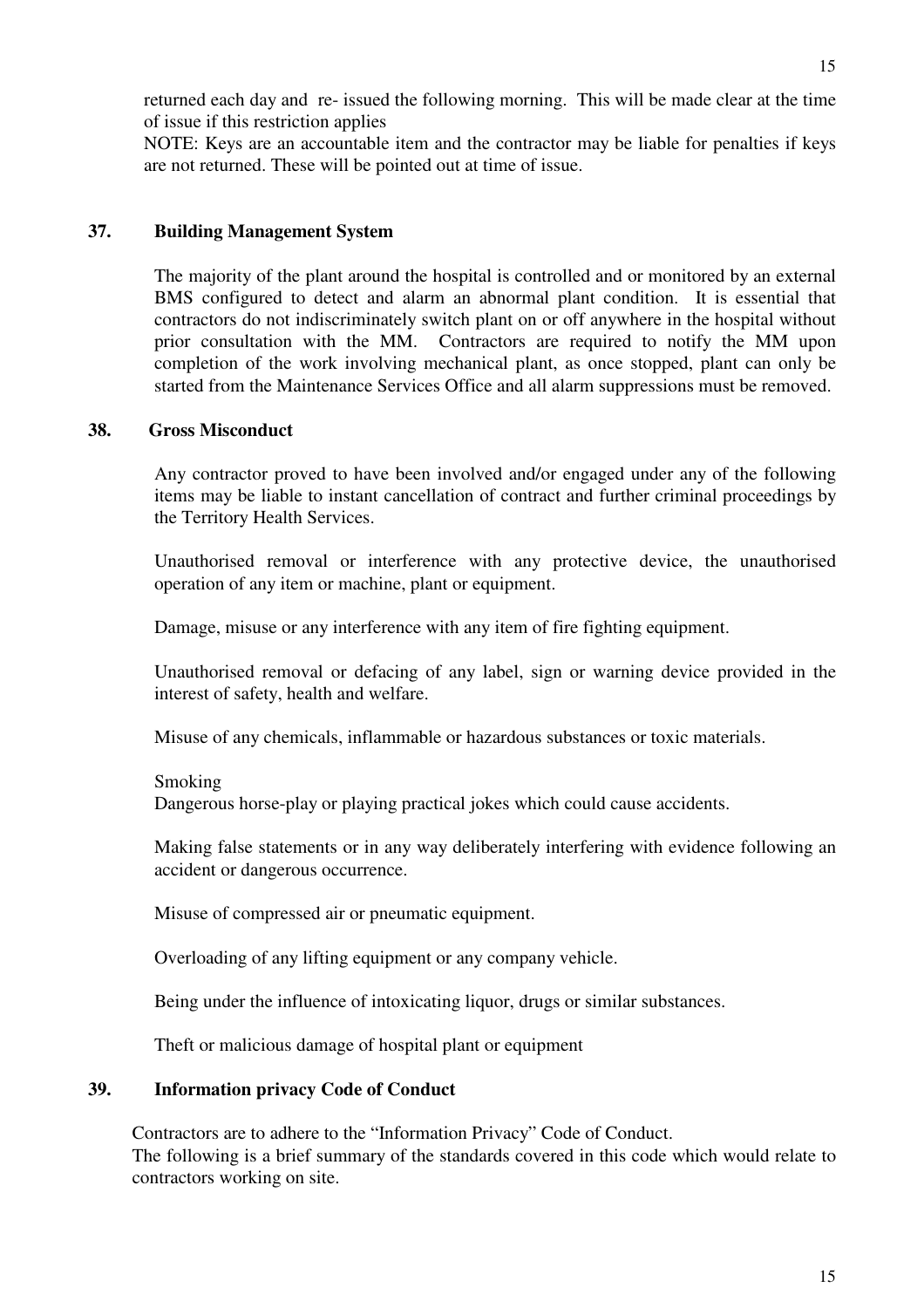returned each day and re- issued the following morning. This will be made clear at the time of issue if this restriction applies

NOTE: Keys are an accountable item and the contractor may be liable for penalties if keys are not returned. These will be pointed out at time of issue.

## 37. Building Management System

The majority of the plant around the hospital is controlled and or monitored by an external BMS configured to detect and alarm an abnormal plant condition. It is essential that contractors do not indiscriminately switch plant on or off anywhere in the hospital without prior consultation with the MM. Contractors are required to notify the MM upon completion of the work involving mechanical plant, as once stopped, plant can only be started from the Maintenance Services Office and all alarm suppressions must be removed.

## 38. Gross Misconduct

Any contractor proved to have been involved and/or engaged under any of the following items may be liable to instant cancellation of contract and further criminal proceedings by the Territory Health Services.

Unauthorised removal or interference with any protective device, the unauthorised operation of any item or machine, plant or equipment.

Damage, misuse or any interference with any item of fire fighting equipment.

Unauthorised removal or defacing of any label, sign or warning device provided in the interest of safety, health and welfare.

Misuse of any chemicals, inflammable or hazardous substances or toxic materials.

Smoking

Dangerous horse-play or playing practical jokes which could cause accidents.

Making false statements or in any way deliberately interfering with evidence following an accident or dangerous occurrence.

Misuse of compressed air or pneumatic equipment.

Overloading of any lifting equipment or any company vehicle.

Being under the influence of intoxicating liquor, drugs or similar substances.

Theft or malicious damage of hospital plant or equipment

## 39. Information privacy Code of Conduct

Contractors are to adhere to the "Information Privacy" Code of Conduct.

The following is a brief summary of the standards covered in this code which would relate to contractors working on site.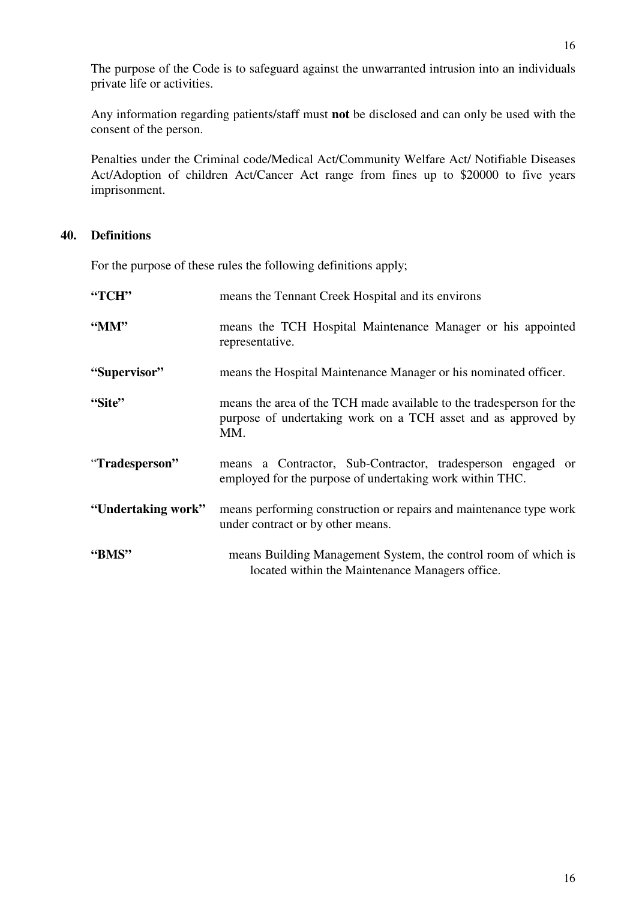The purpose of the Code is to safeguard against the unwarranted intrusion into an individuals private life or activities.

Any information regarding patients/staff must **not** be disclosed and can only be used with the consent of the person.

Penalties under the Criminal code/Medical Act/Community Welfare Act/ Notifiable Diseases Act/Adoption of children Act/Cancer Act range from fines up to $20000 to five years imprisonment.

## 40. Definitions

For the purpose of these rules the following definitions apply;

| | |
|---|---|
| **"TCH"** | means the Tennant Creek Hospital and its environs |
| **"MM"** | means the TCH Hospital Maintenance Manager or his appointed representative. |
| **"Supervisor"** | means the Hospital Maintenance Manager or his nominated officer. |
| **"Site"** | means the area of the TCH made available to the tradesperson for the purpose of undertaking work on a TCH asset and as approved by MM. |
| "**Tradesperson"** | means a Contractor, Sub-Contractor, tradesperson engaged or employed for the purpose of undertaking work within THC. |
| **"Undertaking work"** | means performing construction or repairs and maintenance type work under contract or by other means. |
| **"BMS"** | means Building Management System, the control room of which is located within the Maintenance Managers office. |